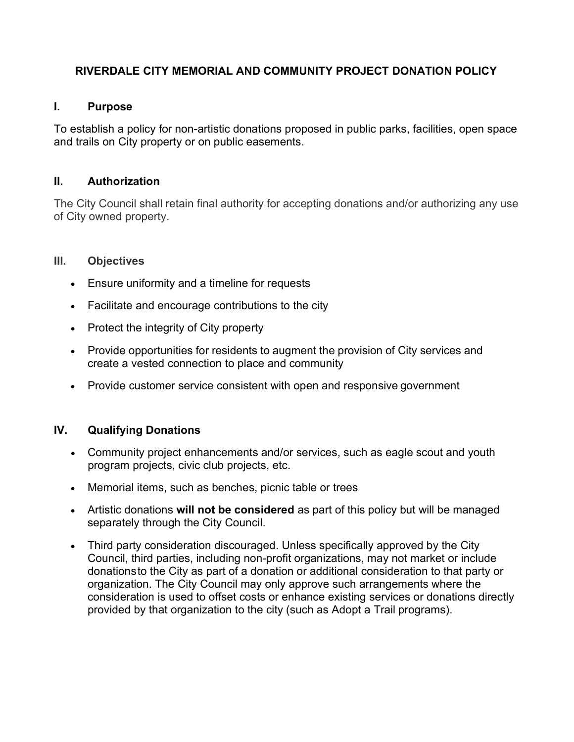# RIVERDALE CITY MEMORIAL AND COMMUNITY PROJECT DONATION POLICY

## I. Purpose

To establish a policy for non-artistic donations proposed in public parks, facilities, open space and trails on City property or on public easements.

## II. Authorization

The City Council shall retain final authority for accepting donations and/or authorizing any use of City owned property.

## III. Objectives

- Ensure uniformity and a timeline for requests
- Facilitate and encourage contributions to the city
- Protect the integrity of City property
- Provide opportunities for residents to augment the provision of City services and create a vested connection to place and community
- Provide customer service consistent with open and responsive government

## IV. Qualifying Donations

- Community project enhancements and/or services, such as eagle scout and youth program projects, civic club projects, etc.
- Memorial items, such as benches, picnic table or trees
- Artistic donations **will not be considered** as part of this policy but will be managed separately through the City Council.
- Third party consideration discouraged. Unless specifically approved by the City Council, third parties, including non-profit organizations, may not market or include donationsto the City as part of a donation or additional consideration to that party or organization. The City Council may only approve such arrangements where the consideration is used to offset costs or enhance existing services or donations directly provided by that organization to the city (such as Adopt a Trail programs).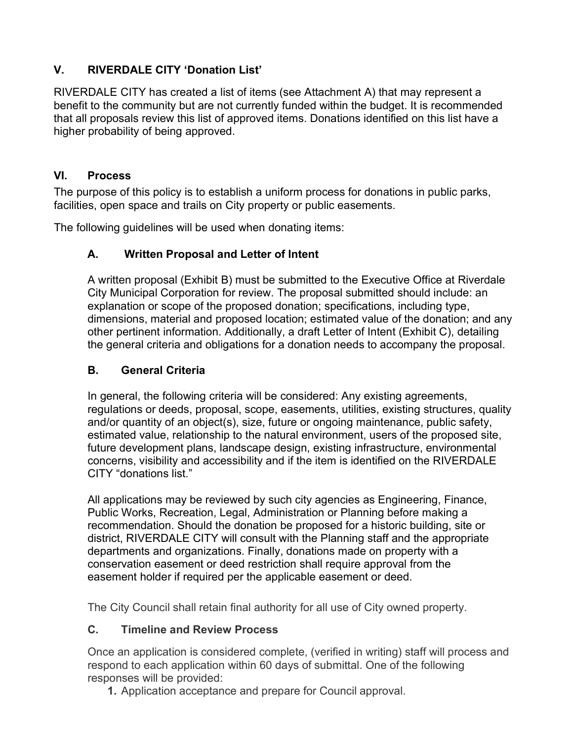## V. RIVERDALE CITY 'Donation List'

RIVERDALE CITY has created a list of items (see Attachment A) that may represent a benefit to the community but are not currently funded within the budget. It is recommended that all proposals review this list of approved items. Donations identified on this list have a higher probability of being approved.

## VI. Process

The purpose of this policy is to establish a uniform process for donations in public parks, facilities, open space and trails on City property or public easements.

The following guidelines will be used when donating items:

### A. Written Proposal and Letter of Intent

A written proposal (Exhibit B) must be submitted to the Executive Office at Riverdale City Municipal Corporation for review. The proposal submitted should include: an explanation or scope of the proposed donation; specifications, including type, dimensions, material and proposed location; estimated value of the donation; and any other pertinent information. Additionally, a draft Letter of Intent (Exhibit C), detailing the general criteria and obligations for a donation needs to accompany the proposal.

### B. General Criteria

In general, the following criteria will be considered: Any existing agreements, regulations or deeds, proposal, scope, easements, utilities, existing structures, quality and/or quantity of an object(s), size, future or ongoing maintenance, public safety, estimated value, relationship to the natural environment, users of the proposed site, future development plans, landscape design, existing infrastructure, environmental concerns, visibility and accessibility and if the item is identified on the RIVERDALE CITY "donations list."

All applications may be reviewed by such city agencies as Engineering, Finance, Public Works, Recreation, Legal, Administration or Planning before making a recommendation. Should the donation be proposed for a historic building, site or district, RIVERDALE CITY will consult with the Planning staff and the appropriate departments and organizations. Finally, donations made on property with a conservation easement or deed restriction shall require approval from the easement holder if required per the applicable easement or deed.

The City Council shall retain final authority for all use of City owned property.

### C. Timeline and Review Process

Once an application is considered complete, (verified in writing) staff will process and respond to each application within 60 days of submittal. One of the following responses will be provided:

1. Application acceptance and prepare for Council approval.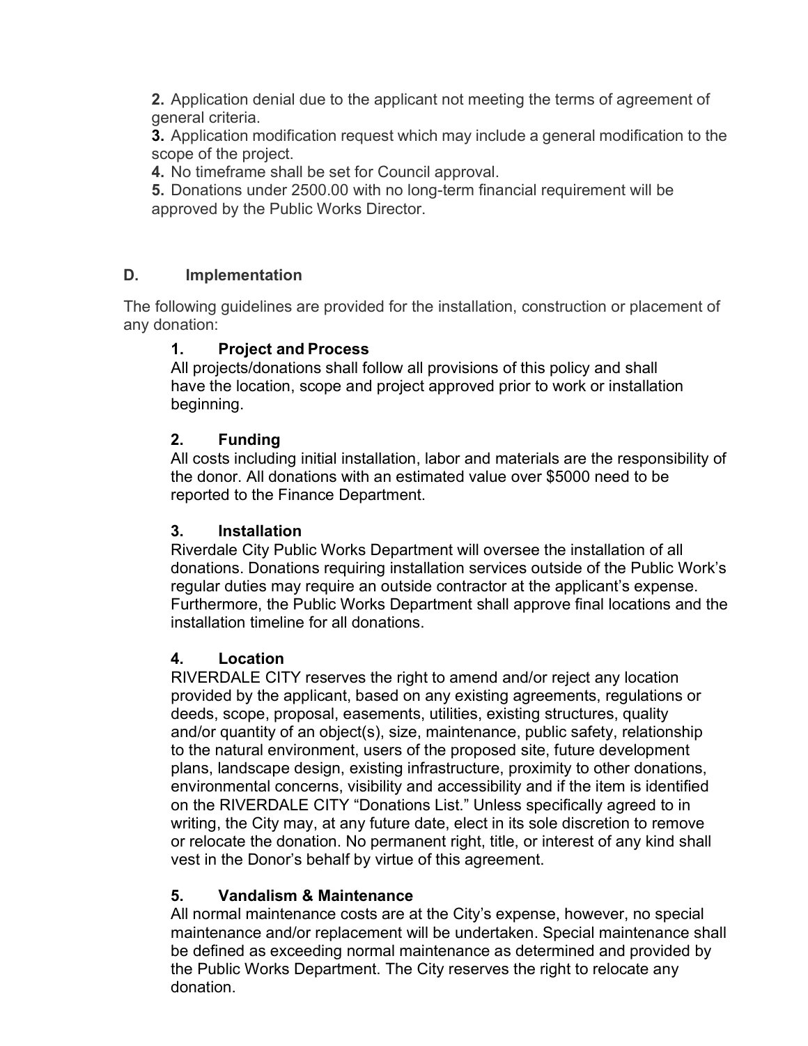**2.** Application denial due to the applicant not meeting the terms of agreement of general criteria.

**3.** Application modification request which may include a general modification to the scope of the project.

**4.** No timeframe shall be set for Council approval.

**5.** Donations under 2500.00 with no long-term financial requirement will be approved by the Public Works Director.

## D. Implementation

The following guidelines are provided for the installation, construction or placement of any donation:

### 1. Project and Process

All projects/donations shall follow all provisions of this policy and shall have the location, scope and project approved prior to work or installation beginning.

### 2. Funding

All costs including initial installation, labor and materials are the responsibility of the donor. All donations with an estimated value over $5000 need to be reported to the Finance Department.

### 3. Installation

Riverdale City Public Works Department will oversee the installation of all donations. Donations requiring installation services outside of the Public Work's regular duties may require an outside contractor at the applicant's expense. Furthermore, the Public Works Department shall approve final locations and the installation timeline for all donations.

### 4. Location

RIVERDALE CITY reserves the right to amend and/or reject any location provided by the applicant, based on any existing agreements, regulations or deeds, scope, proposal, easements, utilities, existing structures, quality and/or quantity of an object(s), size, maintenance, public safety, relationship to the natural environment, users of the proposed site, future development plans, landscape design, existing infrastructure, proximity to other donations, environmental concerns, visibility and accessibility and if the item is identified on the RIVERDALE CITY "Donations List." Unless specifically agreed to in writing, the City may, at any future date, elect in its sole discretion to remove or relocate the donation. No permanent right, title, or interest of any kind shall vest in the Donor's behalf by virtue of this agreement.

### 5. Vandalism & Maintenance

All normal maintenance costs are at the City's expense, however, no special maintenance and/or replacement will be undertaken. Special maintenance shall be defined as exceeding normal maintenance as determined and provided by the Public Works Department. The City reserves the right to relocate any donation.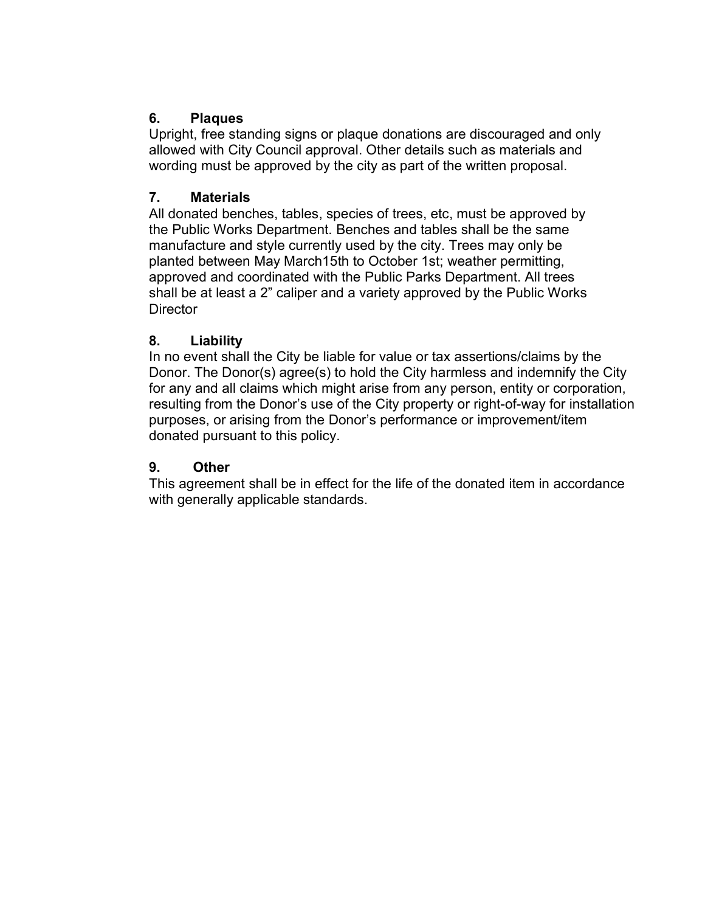## 6. Plaques

Upright, free standing signs or plaque donations are discouraged and only allowed with City Council approval. Other details such as materials and wording must be approved by the city as part of the written proposal.

## 7. Materials

All donated benches, tables, species of trees, etc, must be approved by the Public Works Department. Benches and tables shall be the same manufacture and style currently used by the city. Trees may only be planted between ~~May~~ March15th to October 1st; weather permitting, approved and coordinated with the Public Parks Department. All trees shall be at least a 2" caliper and a variety approved by the Public Works Director

## 8. Liability

In no event shall the City be liable for value or tax assertions/claims by the Donor. The Donor(s) agree(s) to hold the City harmless and indemnify the City for any and all claims which might arise from any person, entity or corporation, resulting from the Donor's use of the City property or right-of-way for installation purposes, or arising from the Donor's performance or improvement/item donated pursuant to this policy.

## 9. Other

This agreement shall be in effect for the life of the donated item in accordance with generally applicable standards.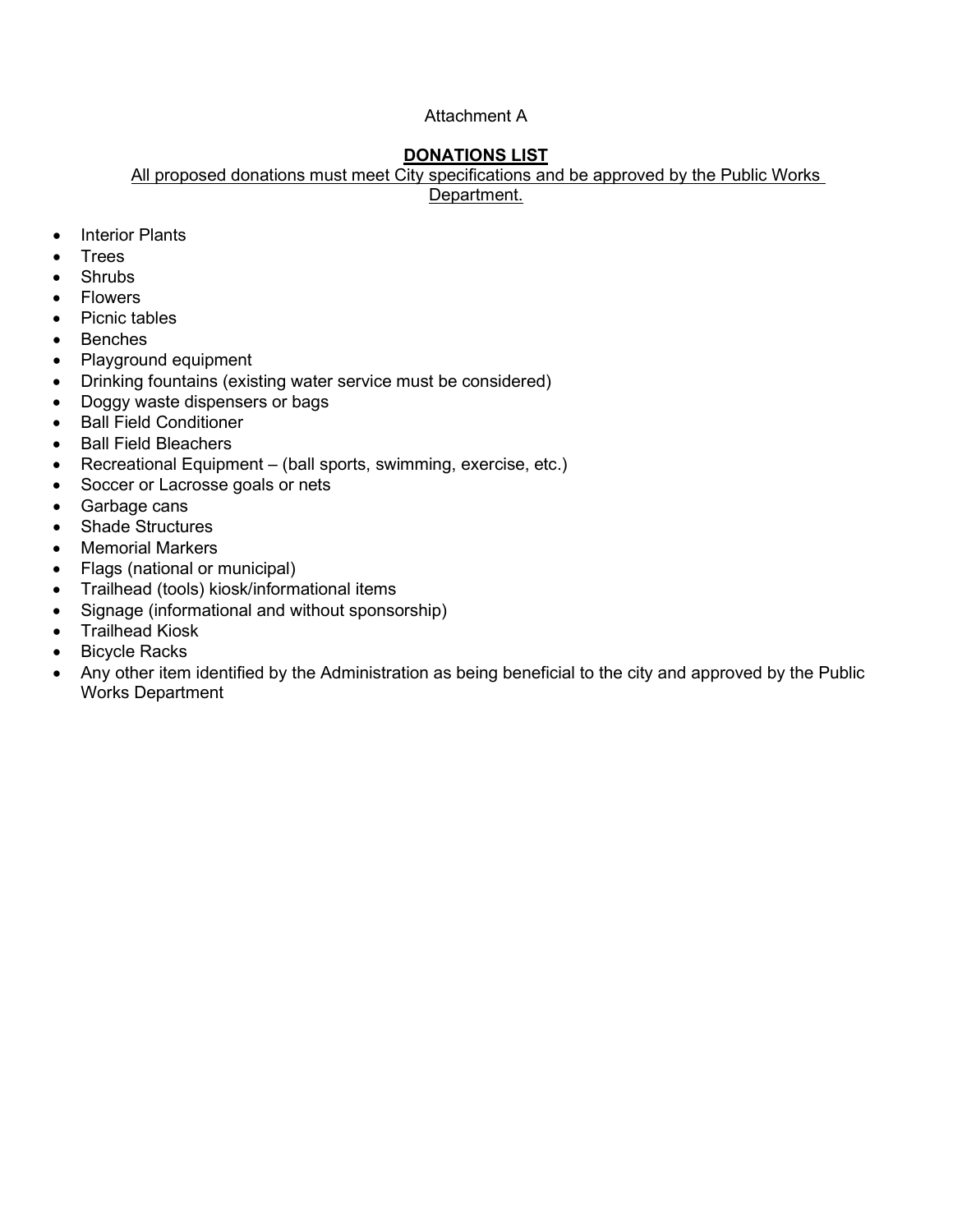Attachment A

# DONATIONS LIST

All proposed donations must meet City specifications and be approved by the Public Works Department.

- Interior Plants
- Trees
- Shrubs
- Flowers
- Picnic tables
- Benches
- Playground equipment
- Drinking fountains (existing water service must be considered)
- Doggy waste dispensers or bags
- Ball Field Conditioner
- Ball Field Bleachers
- Recreational Equipment – (ball sports, swimming, exercise, etc.)
- Soccer or Lacrosse goals or nets
- Garbage cans
- Shade Structures
- Memorial Markers
- Flags (national or municipal)
- Trailhead (tools) kiosk/informational items
- Signage (informational and without sponsorship)
- Trailhead Kiosk
- Bicycle Racks
- Any other item identified by the Administration as being beneficial to the city and approved by the Public Works Department